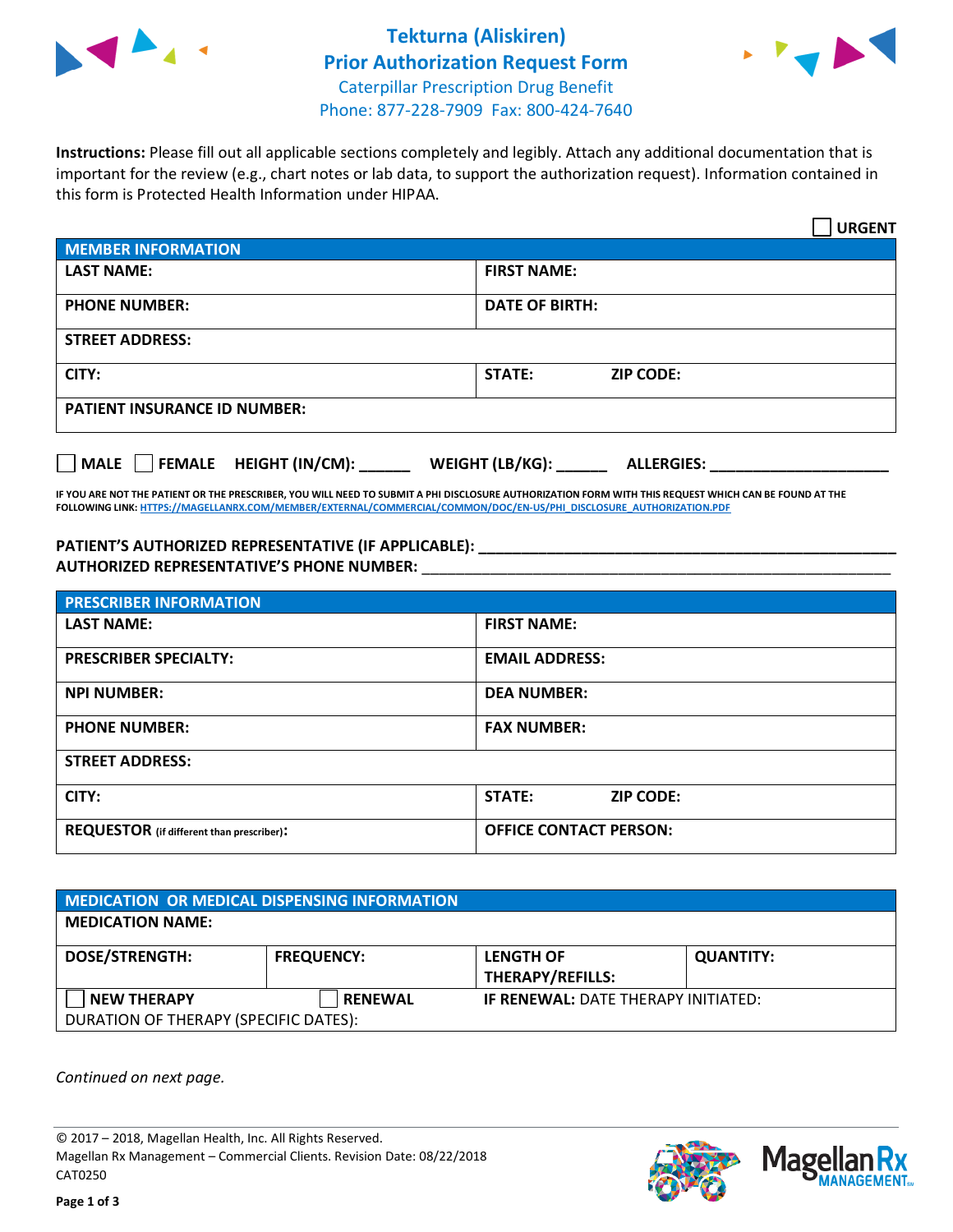# Tekturna (Aliskiren)
## Prior Authorization Request Form

Caterpillar Prescription Drug Benefit
Phone: 877-228-7909 Fax: 800-424-7640

**Instructions:** Please fill out all applicable sections completely and legibly. Attach any additional documentation that is important for the review (e.g., chart notes or lab data, to support the authorization request). Information contained in this form is Protected Health Information under HIPAA.

☐ **URGENT**

| MEMBER INFORMATION | |
|---|---|
| **LAST NAME:** | **FIRST NAME:** |
| **PHONE NUMBER:** | **DATE OF BIRTH:** |
| **STREET ADDRESS:** | |
| **CITY:** | **STATE:** **ZIP CODE:** |
| **PATIENT INSURANCE ID NUMBER:** | |

☐ **MALE** ☐ **FEMALE** **HEIGHT (IN/CM):** ______ **WEIGHT (LB/KG):** ______ **ALLERGIES:** ____________________

**IF YOU ARE NOT THE PATIENT OR THE PRESCRIBER, YOU WILL NEED TO SUBMIT A PHI DISCLOSURE AUTHORIZATION FORM WITH THIS REQUEST WHICH CAN BE FOUND AT THE FOLLOWING LINK: HTTPS://MAGELLANRX.COM/MEMBER/EXTERNAL/COMMERCIAL/COMMON/DOC/EN-US/PHI_DISCLOSURE_AUTHORIZATION.PDF**

**PATIENT'S AUTHORIZED REPRESENTATIVE (IF APPLICABLE):** ____________________________________________
**AUTHORIZED REPRESENTATIVE'S PHONE NUMBER:** ____________________________________________

| PRESCRIBER INFORMATION | |
|---|---|
| **LAST NAME:** | **FIRST NAME:** |
| **PRESCRIBER SPECIALTY:** | **EMAIL ADDRESS:** |
| **NPI NUMBER:** | **DEA NUMBER:** |
| **PHONE NUMBER:** | **FAX NUMBER:** |
| **STREET ADDRESS:** | |
| **CITY:** | **STATE:** **ZIP CODE:** |
| **REQUESTOR** (if different than prescriber)**:** | **OFFICE CONTACT PERSON:** |

| MEDICATION OR MEDICAL DISPENSING INFORMATION | | | |
|---|---|---|---|
| **MEDICATION NAME:** | | | |
| **DOSE/STRENGTH:** | **FREQUENCY:** | **LENGTH OF THERAPY/REFILLS:** | **QUANTITY:** |
| ☐ **NEW THERAPY** | ☐ **RENEWAL** | **IF RENEWAL:** DATE THERAPY INITIATED: | |
| DURATION OF THERAPY (SPECIFIC DATES): | | | |

*Continued on next page.*

© 2017 – 2018, Magellan Health, Inc. All Rights Reserved.
Magellan Rx Management – Commercial Clients. Revision Date: 08/22/2018
CAT0250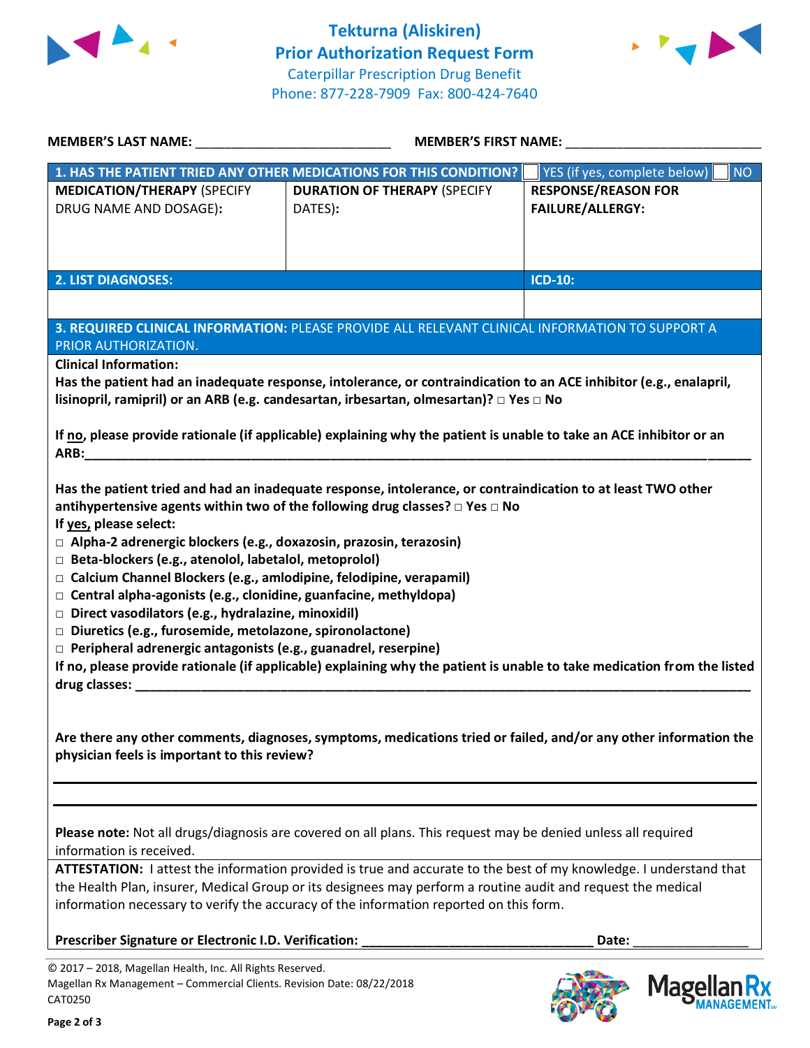# Tekturna (Aliskiren)
## Prior Authorization Request Form

Caterpillar Prescription Drug Benefit
Phone: 877-228-7909 Fax: 800-424-7640

**MEMBER'S LAST NAME:** ___________________________ **MEMBER'S FIRST NAME:** ___________________________

| **1. HAS THE PATIENT TRIED ANY OTHER MEDICATIONS FOR THIS CONDITION?** | | ☐ YES (if yes, complete below) ☐ NO |
|---|---|---|
| **MEDICATION/THERAPY** (SPECIFY DRUG NAME AND DOSAGE): | **DURATION OF THERAPY** (SPECIFY DATES): | **RESPONSE/REASON FOR FAILURE/ALLERGY:** |
| | | |

| **2. LIST DIAGNOSES:** | **ICD-10:** |
|---|---|
| | |

**3. REQUIRED CLINICAL INFORMATION:** PLEASE PROVIDE ALL RELEVANT CLINICAL INFORMATION TO SUPPORT A PRIOR AUTHORIZATION.

**Clinical Information:**

**Has the patient had an inadequate response, intolerance, or contraindication to an ACE inhibitor (e.g., enalapril, lisinopril, ramipril) or an ARB (e.g. candesartan, irbesartan, olmesartan)? □ Yes □ No**

**If no, please provide rationale (if applicable) explaining why the patient is unable to take an ACE inhibitor or an ARB:**___________________________________________________________________________

**Has the patient tried and had an inadequate response, intolerance, or contraindication to at least TWO other antihypertensive agents within two of the following drug classes? □ Yes □ No**

**If yes, please select:**

- □ **Alpha-2 adrenergic blockers (e.g., doxazosin, prazosin, terazosin)**
- □ **Beta-blockers (e.g., atenolol, labetalol, metoprolol)**
- □ **Calcium Channel Blockers (e.g., amlodipine, felodipine, verapamil)**
- □ **Central alpha-agonists (e.g., clonidine, guanfacine, methyldopa)**
- □ **Direct vasodilators (e.g., hydralazine, minoxidil)**
- □ **Diuretics (e.g., furosemide, metolazone, spironolactone)**
- □ **Peripheral adrenergic antagonists (e.g., guanadrel, reserpine)**

**If no, please provide rationale (if applicable) explaining why the patient is unable to take medication from the listed drug classes:** ___________________________________________________________________________

**Are there any other comments, diagnoses, symptoms, medications tried or failed, and/or any other information the physician feels is important to this review?**

___________________________________________________________________________

___________________________________________________________________________

**Please note:** Not all drugs/diagnosis are covered on all plans. This request may be denied unless all required information is received.

**ATTESTATION:** I attest the information provided is true and accurate to the best of my knowledge. I understand that the Health Plan, insurer, Medical Group or its designees may perform a routine audit and request the medical information necessary to verify the accuracy of the information reported on this form.

**Prescriber Signature or Electronic I.D. Verification:** ________________________________ **Date:** ________________

© 2017 – 2018, Magellan Health, Inc. All Rights Reserved.
Magellan Rx Management – Commercial Clients. Revision Date: 08/22/2018
CAT0250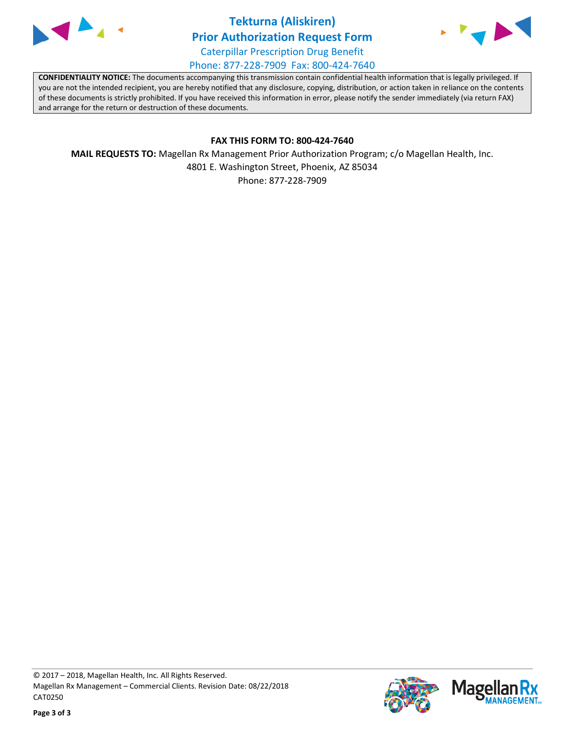# Tekturna (Aliskiren)
# Prior Authorization Request Form

Caterpillar Prescription Drug Benefit

Phone: 877-228-7909 Fax: 800-424-7640

**CONFIDENTIALITY NOTICE:** The documents accompanying this transmission contain confidential health information that is legally privileged. If you are not the intended recipient, you are hereby notified that any disclosure, copying, distribution, or action taken in reliance on the contents of these documents is strictly prohibited. If you have received this information in error, please notify the sender immediately (via return FAX) and arrange for the return or destruction of these documents.

**FAX THIS FORM TO: 800-424-7640**

**MAIL REQUESTS TO:** Magellan Rx Management Prior Authorization Program; c/o Magellan Health, Inc.
4801 E. Washington Street, Phoenix, AZ 85034
Phone: 877-228-7909

© 2017 – 2018, Magellan Health, Inc. All Rights Reserved.
Magellan Rx Management – Commercial Clients. Revision Date: 08/22/2018
CAT0250